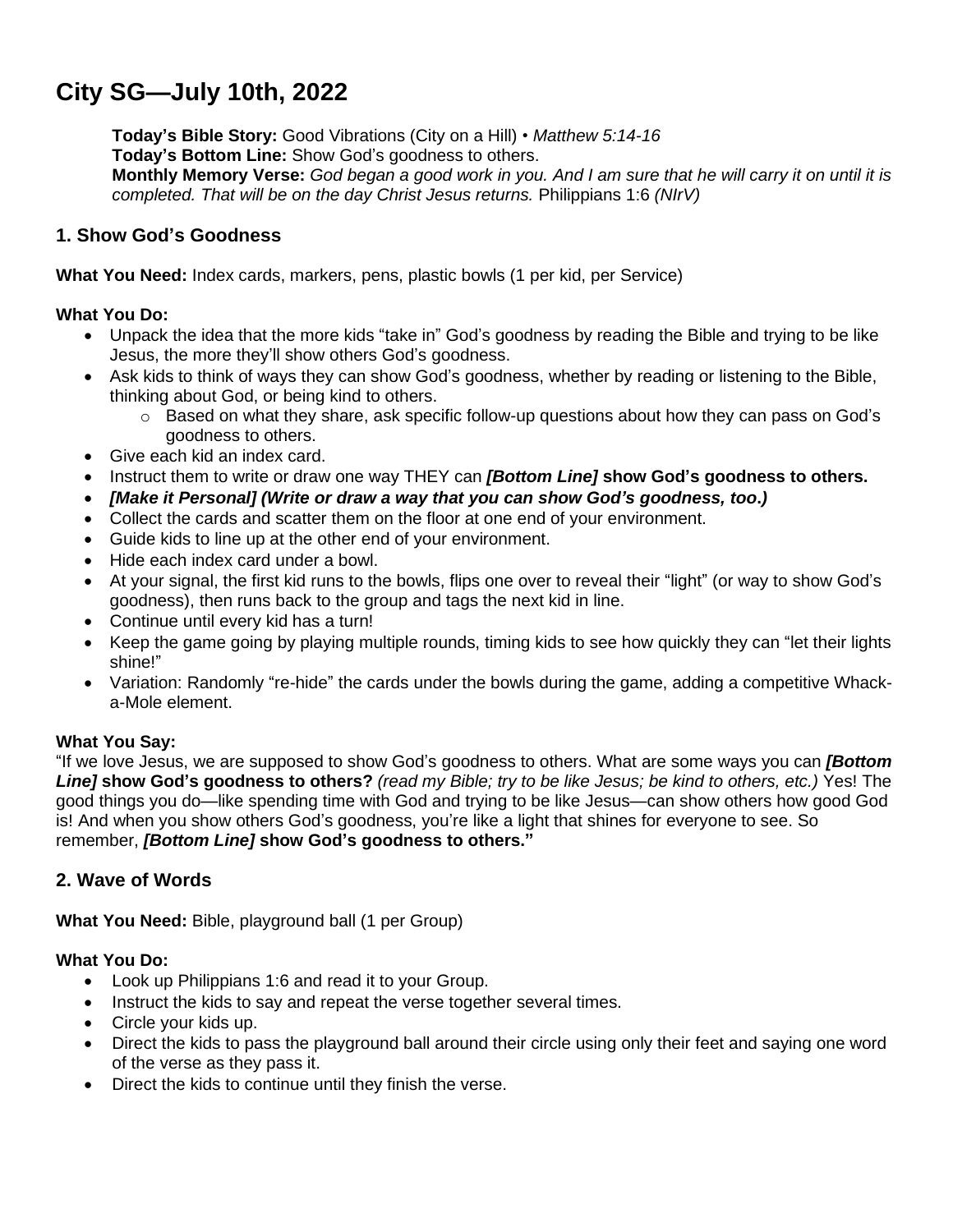# City SG—July 10th, 2022

**Today's Bible Story:** Good Vibrations (City on a Hill) • *Matthew 5:14-16*
**Today's Bottom Line:** Show God's goodness to others.
**Monthly Memory Verse:** *God began a good work in you. And I am sure that he will carry it on until it is completed. That will be on the day Christ Jesus returns.* Philippians 1:6 *(NIrV)*

## 1. Show God's Goodness

**What You Need:** Index cards, markers, pens, plastic bowls (1 per kid, per Service)

**What You Do:**

- Unpack the idea that the more kids "take in" God's goodness by reading the Bible and trying to be like Jesus, the more they'll show others God's goodness.
- Ask kids to think of ways they can show God's goodness, whether by reading or listening to the Bible, thinking about God, or being kind to others.
    - Based on what they share, ask specific follow-up questions about how they can pass on God's goodness to others.
- Give each kid an index card.
- Instruct them to write or draw one way THEY can ***[Bottom Line]*** **show God's goodness to others.**
- ***[Make it Personal] (Write or draw a way that you can show God's goodness, too.)***
- Collect the cards and scatter them on the floor at one end of your environment.
- Guide kids to line up at the other end of your environment.
- Hide each index card under a bowl.
- At your signal, the first kid runs to the bowls, flips one over to reveal their "light" (or way to show God's goodness), then runs back to the group and tags the next kid in line.
- Continue until every kid has a turn!
- Keep the game going by playing multiple rounds, timing kids to see how quickly they can "let their lights shine!"
- Variation: Randomly "re-hide" the cards under the bowls during the game, adding a competitive Whack-a-Mole element.

**What You Say:**
"If we love Jesus, we are supposed to show God's goodness to others. What are some ways you can ***[Bottom Line]*** **show God's goodness to others?** *(read my Bible; try to be like Jesus; be kind to others, etc.)* Yes! The good things you do—like spending time with God and trying to be like Jesus—can show others how good God is! And when you show others God's goodness, you're like a light that shines for everyone to see. So remember, ***[Bottom Line]*** **show God's goodness to others."**

## 2. Wave of Words

**What You Need:** Bible, playground ball (1 per Group)

**What You Do:**

- Look up Philippians 1:6 and read it to your Group.
- Instruct the kids to say and repeat the verse together several times.
- Circle your kids up.
- Direct the kids to pass the playground ball around their circle using only their feet and saying one word of the verse as they pass it.
- Direct the kids to continue until they finish the verse.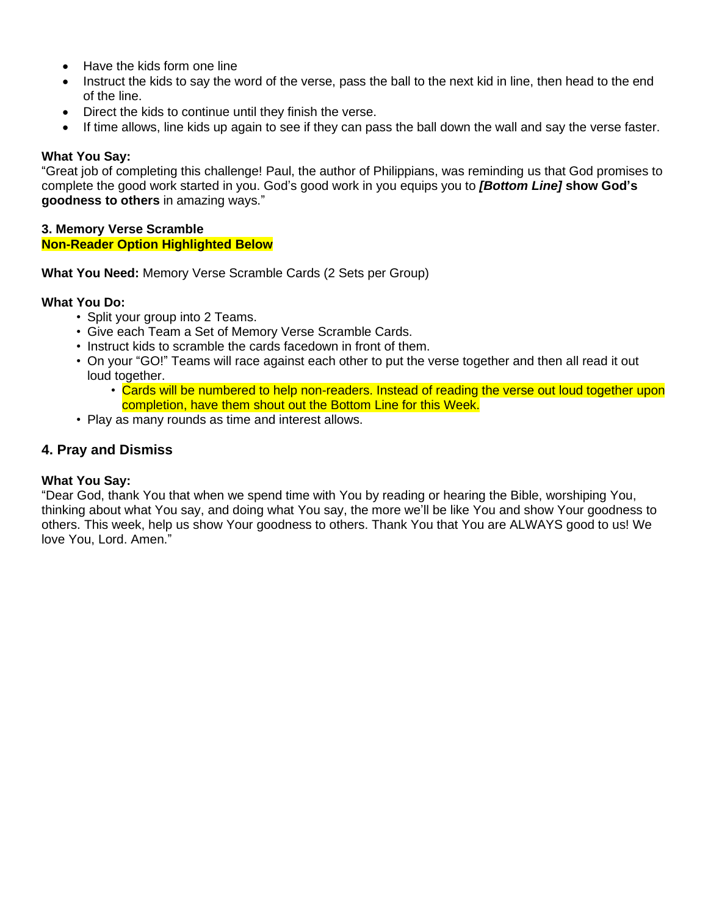- Have the kids form one line
- Instruct the kids to say the word of the verse, pass the ball to the next kid in line, then head to the end of the line.
- Direct the kids to continue until they finish the verse.
- If time allows, line kids up again to see if they can pass the ball down the wall and say the verse faster.

**What You Say:**
"Great job of completing this challenge! Paul, the author of Philippians, was reminding us that God promises to complete the good work started in you. God's good work in you equips you to ***[Bottom Line]*** **show God's goodness to others** in amazing ways."

**3. Memory Verse Scramble**
**Non-Reader Option Highlighted Below**

**What You Need:** Memory Verse Scramble Cards (2 Sets per Group)

**What You Do:**

- Split your group into 2 Teams.
- Give each Team a Set of Memory Verse Scramble Cards.
- Instruct kids to scramble the cards facedown in front of them.
- On your "GO!" Teams will race against each other to put the verse together and then all read it out loud together.
    - Cards will be numbered to help non-readers. Instead of reading the verse out loud together upon completion, have them shout out the Bottom Line for this Week.
- Play as many rounds as time and interest allows.

## 4. Pray and Dismiss

**What You Say:**
"Dear God, thank You that when we spend time with You by reading or hearing the Bible, worshiping You, thinking about what You say, and doing what You say, the more we'll be like You and show Your goodness to others. This week, help us show Your goodness to others. Thank You that You are ALWAYS good to us! We love You, Lord. Amen."